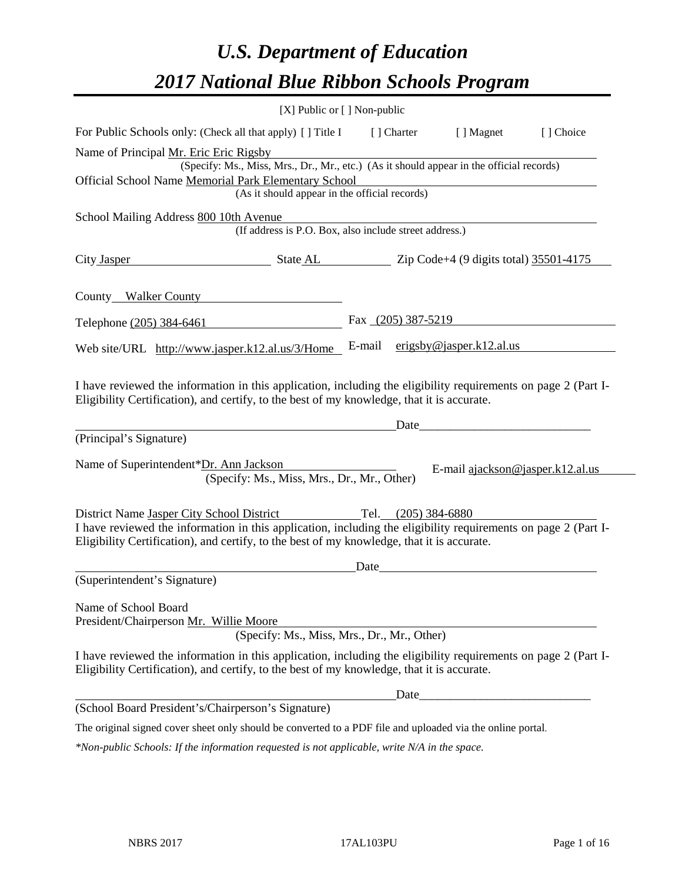# U.S. Department of Education

# 2017 National Blue Ribbon Schools Program

[X] Public or [ ] Non-public

For Public Schools only: (Check all that apply) [ ] Title I [ ] Charter [ ] Magnet [ ] Choice

Name of Principal Mr. Eric Eric Rigsby
(Specify: Ms., Miss, Mrs., Dr., Mr., etc.) (As it should appear in the official records)

Official School Name Memorial Park Elementary School
(As it should appear in the official records)

School Mailing Address 800 10th Avenue
(If address is P.O. Box, also include street address.)

City Jasper State AL Zip Code+4 (9 digits total) 35501-4175

County Walker County

Telephone (205) 384-6461 Fax (205) 387-5219

Web site/URL http://www.jasper.k12.al.us/3/Home E-mail erigsby@jasper.k12.al.us

I have reviewed the information in this application, including the eligibility requirements on page 2 (Part I-Eligibility Certification), and certify, to the best of my knowledge, that it is accurate.

Date\_\_\_\_\_\_\_\_\_\_\_\_\_\_\_\_\_\_\_\_\_\_\_\_\_\_\_\_
(Principal's Signature)

Name of Superintendent*Dr. Ann Jackson E-mail ajackson@jasper.k12.al.us
(Specify: Ms., Miss, Mrs., Dr., Mr., Other)

District Name Jasper City School District Tel. (205) 384-6880

I have reviewed the information in this application, including the eligibility requirements on page 2 (Part I-Eligibility Certification), and certify, to the best of my knowledge, that it is accurate.

Date\_\_\_\_\_\_\_\_\_\_\_\_\_\_\_\_\_\_\_\_\_\_\_\_\_\_\_\_
(Superintendent's Signature)

Name of School Board
President/Chairperson Mr. Willie Moore
(Specify: Ms., Miss, Mrs., Dr., Mr., Other)

I have reviewed the information in this application, including the eligibility requirements on page 2 (Part I-Eligibility Certification), and certify, to the best of my knowledge, that it is accurate.

Date\_\_\_\_\_\_\_\_\_\_\_\_\_\_\_\_\_\_\_\_\_\_\_\_\_\_\_\_
(School Board President's/Chairperson's Signature)

The original signed cover sheet only should be converted to a PDF file and uploaded via the online portal.

*\*Non-public Schools: If the information requested is not applicable, write N/A in the space.*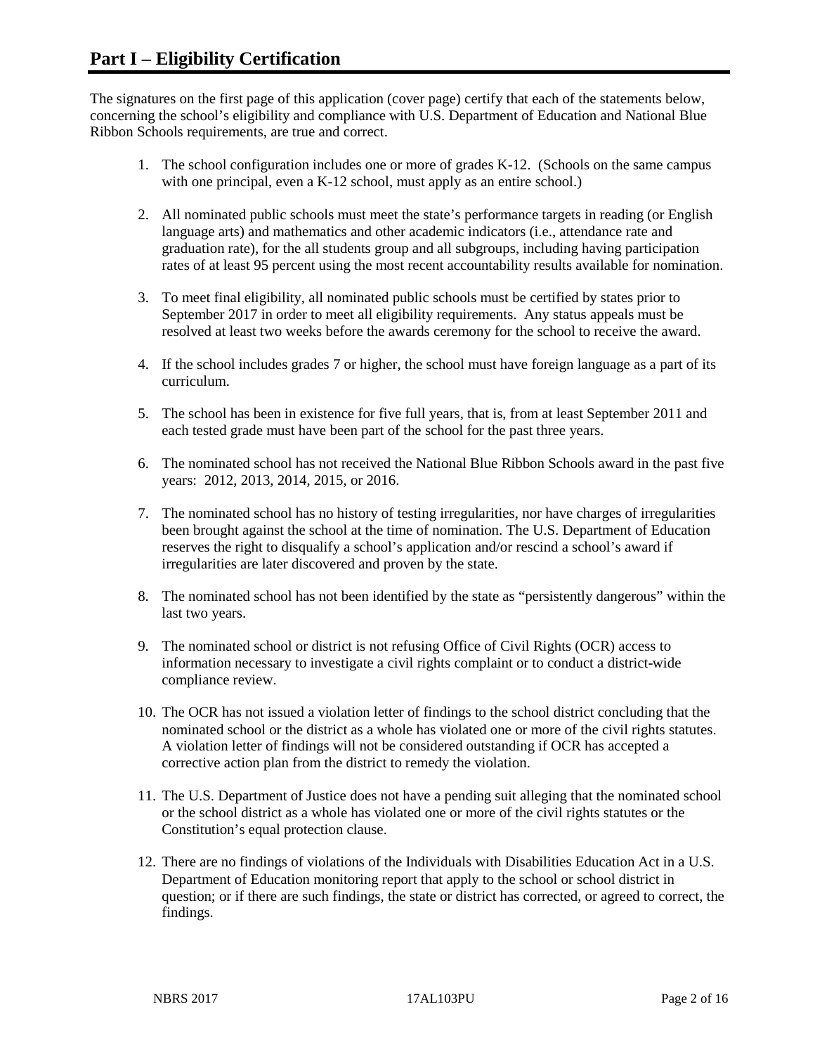# Part I – Eligibility Certification

The signatures on the first page of this application (cover page) certify that each of the statements below, concerning the school's eligibility and compliance with U.S. Department of Education and National Blue Ribbon Schools requirements, are true and correct.

1. The school configuration includes one or more of grades K-12. (Schools on the same campus with one principal, even a K-12 school, must apply as an entire school.)

2. All nominated public schools must meet the state's performance targets in reading (or English language arts) and mathematics and other academic indicators (i.e., attendance rate and graduation rate), for the all students group and all subgroups, including having participation rates of at least 95 percent using the most recent accountability results available for nomination.

3. To meet final eligibility, all nominated public schools must be certified by states prior to September 2017 in order to meet all eligibility requirements. Any status appeals must be resolved at least two weeks before the awards ceremony for the school to receive the award.

4. If the school includes grades 7 or higher, the school must have foreign language as a part of its curriculum.

5. The school has been in existence for five full years, that is, from at least September 2011 and each tested grade must have been part of the school for the past three years.

6. The nominated school has not received the National Blue Ribbon Schools award in the past five years: 2012, 2013, 2014, 2015, or 2016.

7. The nominated school has no history of testing irregularities, nor have charges of irregularities been brought against the school at the time of nomination. The U.S. Department of Education reserves the right to disqualify a school's application and/or rescind a school's award if irregularities are later discovered and proven by the state.

8. The nominated school has not been identified by the state as "persistently dangerous" within the last two years.

9. The nominated school or district is not refusing Office of Civil Rights (OCR) access to information necessary to investigate a civil rights complaint or to conduct a district-wide compliance review.

10. The OCR has not issued a violation letter of findings to the school district concluding that the nominated school or the district as a whole has violated one or more of the civil rights statutes. A violation letter of findings will not be considered outstanding if OCR has accepted a corrective action plan from the district to remedy the violation.

11. The U.S. Department of Justice does not have a pending suit alleging that the nominated school or the school district as a whole has violated one or more of the civil rights statutes or the Constitution's equal protection clause.

12. There are no findings of violations of the Individuals with Disabilities Education Act in a U.S. Department of Education monitoring report that apply to the school or school district in question; or if there are such findings, the state or district has corrected, or agreed to correct, the findings.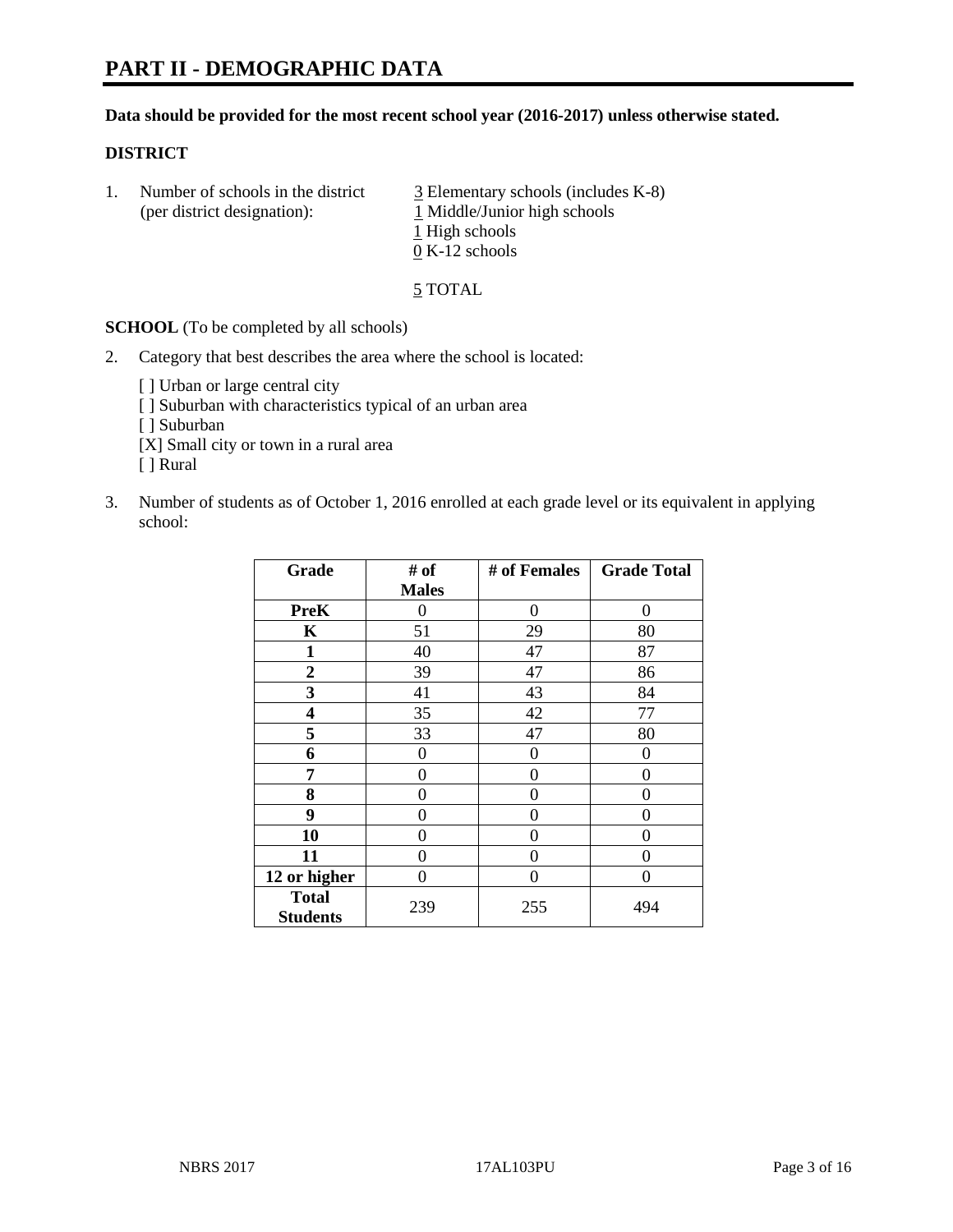# PART II - DEMOGRAPHIC DATA

**Data should be provided for the most recent school year (2016-2017) unless otherwise stated.**

## DISTRICT

1. Number of schools in the district (per district designation):
   - 3 Elementary schools (includes K-8)
   - 1 Middle/Junior high schools
   - 1 High schools
   - 0 K-12 schools

   5 TOTAL

**SCHOOL** (To be completed by all schools)

2. Category that best describes the area where the school is located:

   [ ] Urban or large central city
   [ ] Suburban with characteristics typical of an urban area
   [ ] Suburban
   [X] Small city or town in a rural area
   [ ] Rural

3. Number of students as of October 1, 2016 enrolled at each grade level or its equivalent in applying school:

| Grade | # of Males | # of Females | Grade Total |
|---|---|---|---|
| **PreK** | 0 | 0 | 0 |
| **K** | 51 | 29 | 80 |
| **1** | 40 | 47 | 87 |
| **2** | 39 | 47 | 86 |
| **3** | 41 | 43 | 84 |
| **4** | 35 | 42 | 77 |
| **5** | 33 | 47 | 80 |
| **6** | 0 | 0 | 0 |
| **7** | 0 | 0 | 0 |
| **8** | 0 | 0 | 0 |
| **9** | 0 | 0 | 0 |
| **10** | 0 | 0 | 0 |
| **11** | 0 | 0 | 0 |
| **12 or higher** | 0 | 0 | 0 |
| **Total Students** | 239 | 255 | 494 |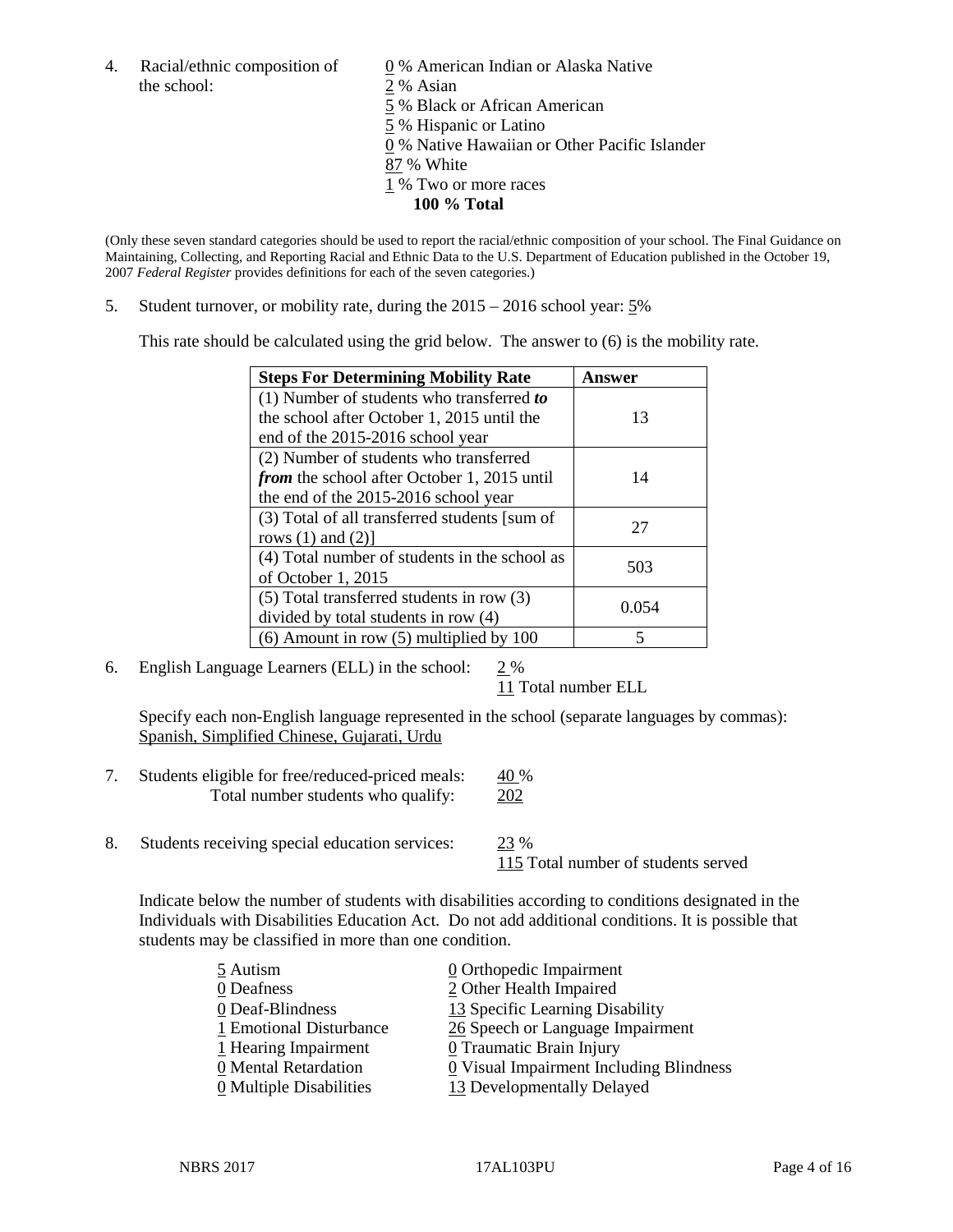4. Racial/ethnic composition of the school:

0 % American Indian or Alaska Native
2 % Asian
5 % Black or African American
5 % Hispanic or Latino
0 % Native Hawaiian or Other Pacific Islander
87 % White
1 % Two or more races
**100 % Total**

(Only these seven standard categories should be used to report the racial/ethnic composition of your school. The Final Guidance on Maintaining, Collecting, and Reporting Racial and Ethnic Data to the U.S. Department of Education published in the October 19, 2007 *Federal Register* provides definitions for each of the seven categories.)

5. Student turnover, or mobility rate, during the 2015 – 2016 school year: 5%

This rate should be calculated using the grid below. The answer to (6) is the mobility rate.

| **Steps For Determining Mobility Rate** | **Answer** |
|---|---|
| (1) Number of students who transferred ***to*** the school after October 1, 2015 until the end of the 2015-2016 school year | 13 |
| (2) Number of students who transferred ***from*** the school after October 1, 2015 until the end of the 2015-2016 school year | 14 |
| (3) Total of all transferred students [sum of rows (1) and (2)] | 27 |
| (4) Total number of students in the school as of October 1, 2015 | 503 |
| (5) Total transferred students in row (3) divided by total students in row (4) | 0.054 |
| (6) Amount in row (5) multiplied by 100 | 5 |

6. English Language Learners (ELL) in the school: 2 %
11 Total number ELL

Specify each non-English language represented in the school (separate languages by commas):
Spanish, Simplified Chinese, Gujarati, Urdu

7. Students eligible for free/reduced-priced meals: 40 %
Total number students who qualify: 202

8. Students receiving special education services: 23 %
115 Total number of students served

Indicate below the number of students with disabilities according to conditions designated in the Individuals with Disabilities Education Act. Do not add additional conditions. It is possible that students may be classified in more than one condition.

5 Autism
0 Deafness
0 Deaf-Blindness
1 Emotional Disturbance
1 Hearing Impairment
0 Mental Retardation
0 Multiple Disabilities
0 Orthopedic Impairment
2 Other Health Impaired
13 Specific Learning Disability
26 Speech or Language Impairment
0 Traumatic Brain Injury
0 Visual Impairment Including Blindness
13 Developmentally Delayed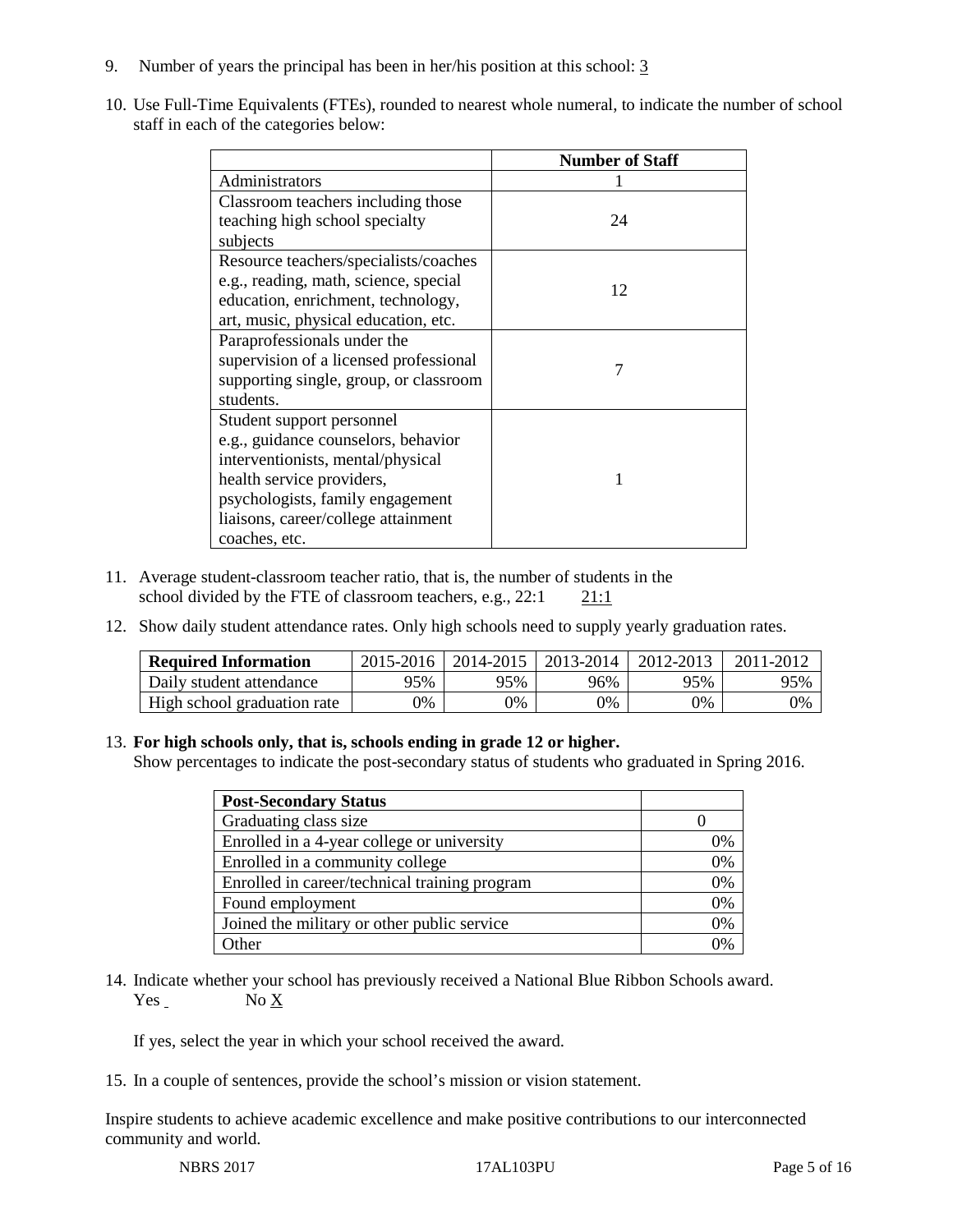9. Number of years the principal has been in her/his position at this school: 3

10. Use Full-Time Equivalents (FTEs), rounded to nearest whole numeral, to indicate the number of school staff in each of the categories below:

| | Number of Staff |
|---|---|
| Administrators | 1 |
| Classroom teachers including those teaching high school specialty subjects | 24 |
| Resource teachers/specialists/coaches e.g., reading, math, science, special education, enrichment, technology, art, music, physical education, etc. | 12 |
| Paraprofessionals under the supervision of a licensed professional supporting single, group, or classroom students. | 7 |
| Student support personnel e.g., guidance counselors, behavior interventionists, mental/physical health service providers, psychologists, family engagement liaisons, career/college attainment coaches, etc. | 1 |

11. Average student-classroom teacher ratio, that is, the number of students in the school divided by the FTE of classroom teachers, e.g., 22:1 21:1

12. Show daily student attendance rates. Only high schools need to supply yearly graduation rates.

| Required Information | 2015-2016 | 2014-2015 | 2013-2014 | 2012-2013 | 2011-2012 |
|---|---|---|---|---|---|
| Daily student attendance | 95% | 95% | 96% | 95% | 95% |
| High school graduation rate | 0% | 0% | 0% | 0% | 0% |

13. **For high schools only, that is, schools ending in grade 12 or higher.**
Show percentages to indicate the post-secondary status of students who graduated in Spring 2016.

| Post-Secondary Status | |
|---|---|
| Graduating class size | 0 |
| Enrolled in a 4-year college or university | 0% |
| Enrolled in a community college | 0% |
| Enrolled in career/technical training program | 0% |
| Found employment | 0% |
| Joined the military or other public service | 0% |
| Other | 0% |

14. Indicate whether your school has previously received a National Blue Ribbon Schools award.
Yes No X

If yes, select the year in which your school received the award.

15. In a couple of sentences, provide the school's mission or vision statement.

Inspire students to achieve academic excellence and make positive contributions to our interconnected community and world.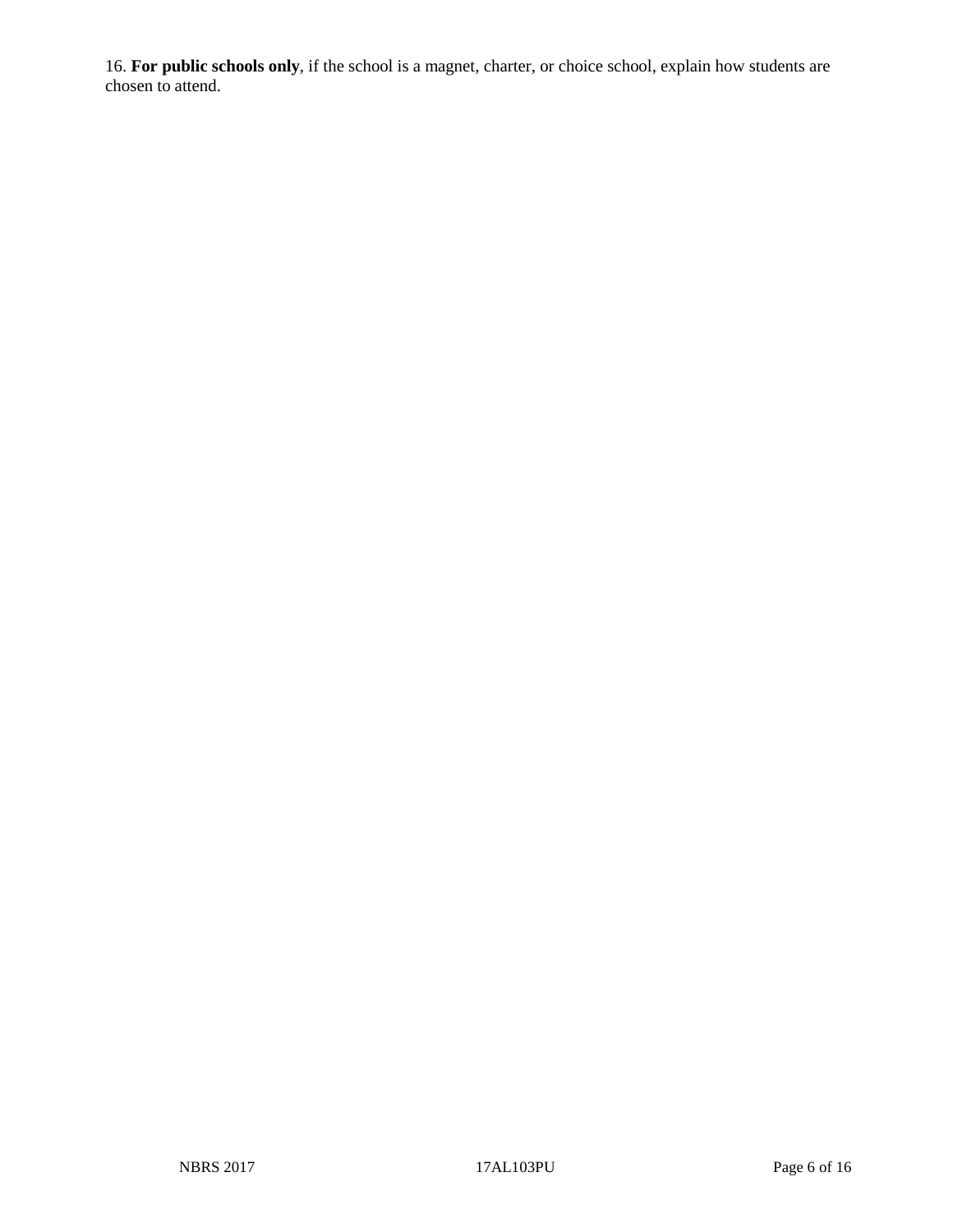16. **For public schools only**, if the school is a magnet, charter, or choice school, explain how students are chosen to attend.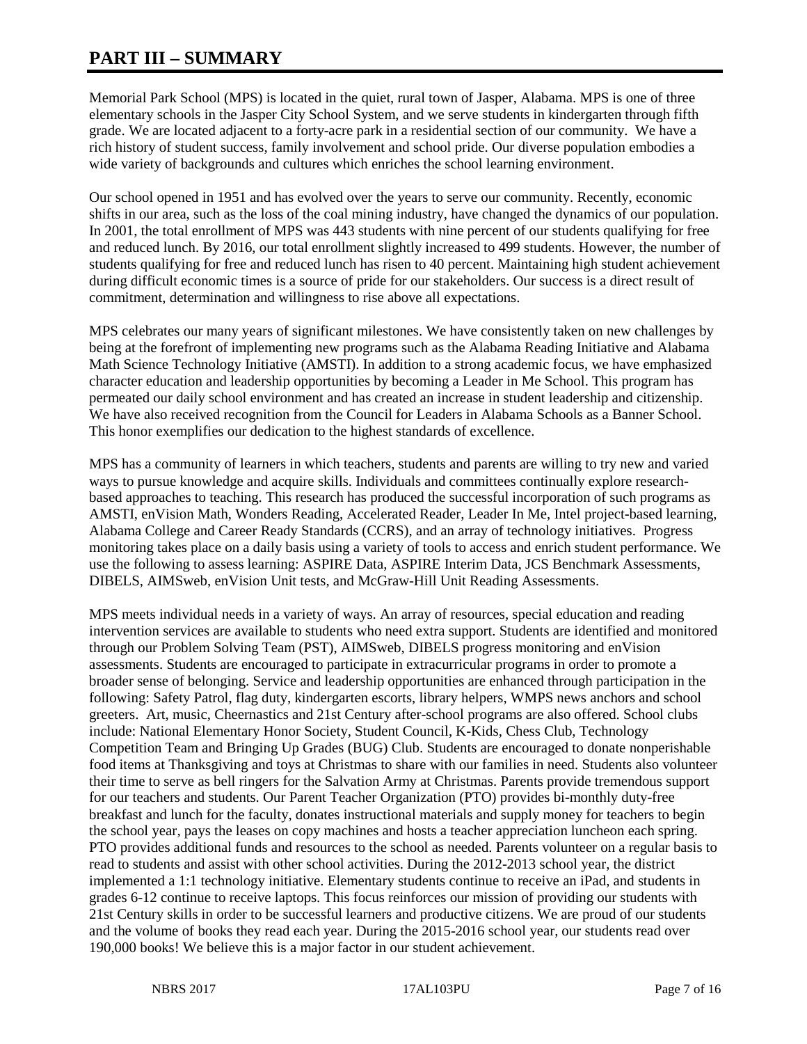# PART III – SUMMARY

Memorial Park School (MPS) is located in the quiet, rural town of Jasper, Alabama. MPS is one of three elementary schools in the Jasper City School System, and we serve students in kindergarten through fifth grade. We are located adjacent to a forty-acre park in a residential section of our community. We have a rich history of student success, family involvement and school pride. Our diverse population embodies a wide variety of backgrounds and cultures which enriches the school learning environment.

Our school opened in 1951 and has evolved over the years to serve our community. Recently, economic shifts in our area, such as the loss of the coal mining industry, have changed the dynamics of our population. In 2001, the total enrollment of MPS was 443 students with nine percent of our students qualifying for free and reduced lunch. By 2016, our total enrollment slightly increased to 499 students. However, the number of students qualifying for free and reduced lunch has risen to 40 percent. Maintaining high student achievement during difficult economic times is a source of pride for our stakeholders. Our success is a direct result of commitment, determination and willingness to rise above all expectations.

MPS celebrates our many years of significant milestones. We have consistently taken on new challenges by being at the forefront of implementing new programs such as the Alabama Reading Initiative and Alabama Math Science Technology Initiative (AMSTI). In addition to a strong academic focus, we have emphasized character education and leadership opportunities by becoming a Leader in Me School. This program has permeated our daily school environment and has created an increase in student leadership and citizenship. We have also received recognition from the Council for Leaders in Alabama Schools as a Banner School. This honor exemplifies our dedication to the highest standards of excellence.

MPS has a community of learners in which teachers, students and parents are willing to try new and varied ways to pursue knowledge and acquire skills. Individuals and committees continually explore research-based approaches to teaching. This research has produced the successful incorporation of such programs as AMSTI, enVision Math, Wonders Reading, Accelerated Reader, Leader In Me, Intel project-based learning, Alabama College and Career Ready Standards (CCRS), and an array of technology initiatives. Progress monitoring takes place on a daily basis using a variety of tools to access and enrich student performance. We use the following to assess learning: ASPIRE Data, ASPIRE Interim Data, JCS Benchmark Assessments, DIBELS, AIMSweb, enVision Unit tests, and McGraw-Hill Unit Reading Assessments.

MPS meets individual needs in a variety of ways. An array of resources, special education and reading intervention services are available to students who need extra support. Students are identified and monitored through our Problem Solving Team (PST), AIMSweb, DIBELS progress monitoring and enVision assessments. Students are encouraged to participate in extracurricular programs in order to promote a broader sense of belonging. Service and leadership opportunities are enhanced through participation in the following: Safety Patrol, flag duty, kindergarten escorts, library helpers, WMPS news anchors and school greeters. Art, music, Cheernastics and 21st Century after-school programs are also offered. School clubs include: National Elementary Honor Society, Student Council, K-Kids, Chess Club, Technology Competition Team and Bringing Up Grades (BUG) Club. Students are encouraged to donate nonperishable food items at Thanksgiving and toys at Christmas to share with our families in need. Students also volunteer their time to serve as bell ringers for the Salvation Army at Christmas. Parents provide tremendous support for our teachers and students. Our Parent Teacher Organization (PTO) provides bi-monthly duty-free breakfast and lunch for the faculty, donates instructional materials and supply money for teachers to begin the school year, pays the leases on copy machines and hosts a teacher appreciation luncheon each spring. PTO provides additional funds and resources to the school as needed. Parents volunteer on a regular basis to read to students and assist with other school activities. During the 2012-2013 school year, the district implemented a 1:1 technology initiative. Elementary students continue to receive an iPad, and students in grades 6-12 continue to receive laptops. This focus reinforces our mission of providing our students with 21st Century skills in order to be successful learners and productive citizens. We are proud of our students and the volume of books they read each year. During the 2015-2016 school year, our students read over 190,000 books! We believe this is a major factor in our student achievement.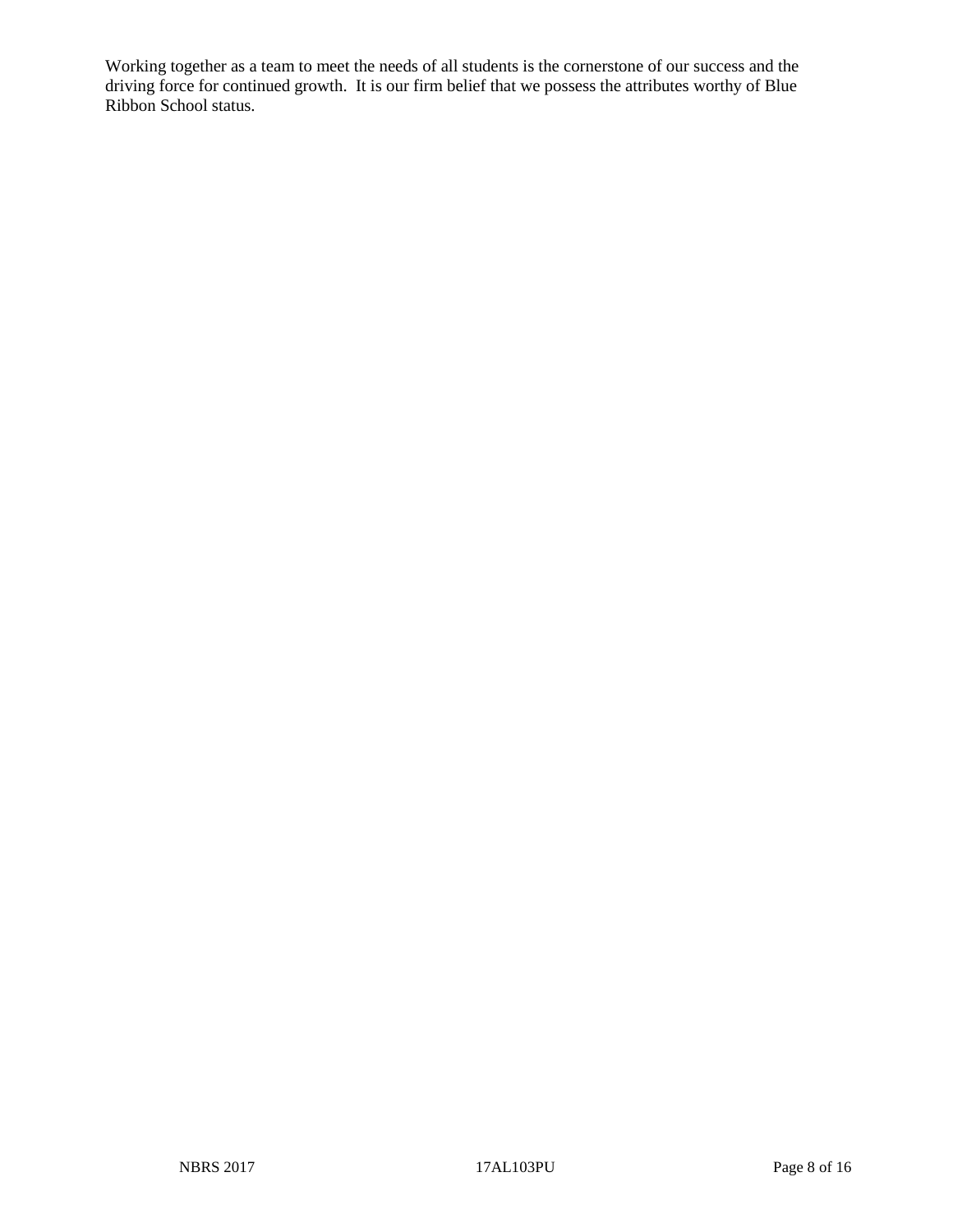Working together as a team to meet the needs of all students is the cornerstone of our success and the driving force for continued growth. It is our firm belief that we possess the attributes worthy of Blue Ribbon School status.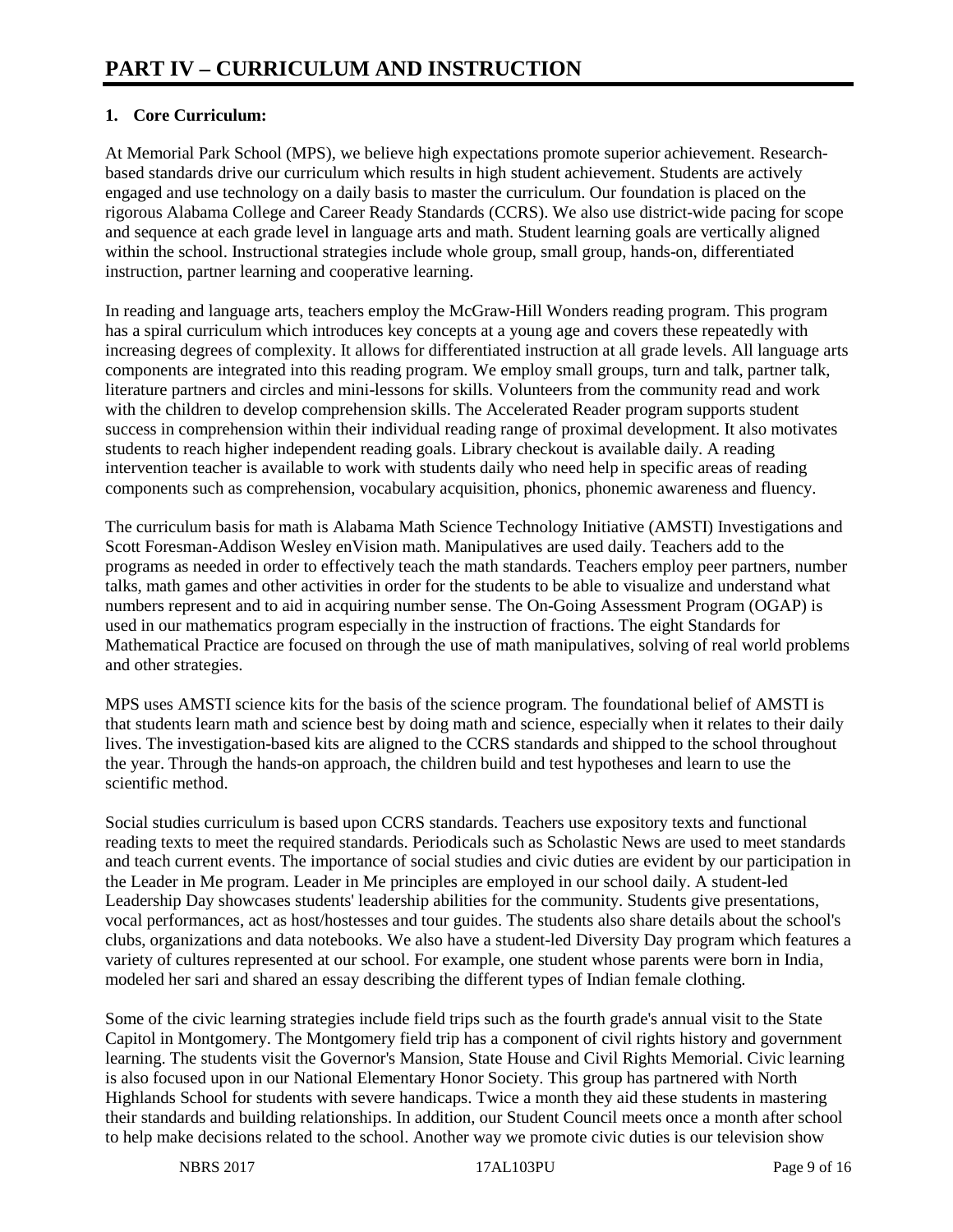# PART IV – CURRICULUM AND INSTRUCTION

**1. Core Curriculum:**

At Memorial Park School (MPS), we believe high expectations promote superior achievement. Research-based standards drive our curriculum which results in high student achievement. Students are actively engaged and use technology on a daily basis to master the curriculum. Our foundation is placed on the rigorous Alabama College and Career Ready Standards (CCRS). We also use district-wide pacing for scope and sequence at each grade level in language arts and math. Student learning goals are vertically aligned within the school. Instructional strategies include whole group, small group, hands-on, differentiated instruction, partner learning and cooperative learning.

In reading and language arts, teachers employ the McGraw-Hill Wonders reading program. This program has a spiral curriculum which introduces key concepts at a young age and covers these repeatedly with increasing degrees of complexity. It allows for differentiated instruction at all grade levels. All language arts components are integrated into this reading program. We employ small groups, turn and talk, partner talk, literature partners and circles and mini-lessons for skills. Volunteers from the community read and work with the children to develop comprehension skills. The Accelerated Reader program supports student success in comprehension within their individual reading range of proximal development. It also motivates students to reach higher independent reading goals. Library checkout is available daily. A reading intervention teacher is available to work with students daily who need help in specific areas of reading components such as comprehension, vocabulary acquisition, phonics, phonemic awareness and fluency.

The curriculum basis for math is Alabama Math Science Technology Initiative (AMSTI) Investigations and Scott Foresman-Addison Wesley enVision math. Manipulatives are used daily. Teachers add to the programs as needed in order to effectively teach the math standards. Teachers employ peer partners, number talks, math games and other activities in order for the students to be able to visualize and understand what numbers represent and to aid in acquiring number sense. The On-Going Assessment Program (OGAP) is used in our mathematics program especially in the instruction of fractions. The eight Standards for Mathematical Practice are focused on through the use of math manipulatives, solving of real world problems and other strategies.

MPS uses AMSTI science kits for the basis of the science program. The foundational belief of AMSTI is that students learn math and science best by doing math and science, especially when it relates to their daily lives. The investigation-based kits are aligned to the CCRS standards and shipped to the school throughout the year. Through the hands-on approach, the children build and test hypotheses and learn to use the scientific method.

Social studies curriculum is based upon CCRS standards. Teachers use expository texts and functional reading texts to meet the required standards. Periodicals such as Scholastic News are used to meet standards and teach current events. The importance of social studies and civic duties are evident by our participation in the Leader in Me program. Leader in Me principles are employed in our school daily. A student-led Leadership Day showcases students' leadership abilities for the community. Students give presentations, vocal performances, act as host/hostesses and tour guides. The students also share details about the school's clubs, organizations and data notebooks. We also have a student-led Diversity Day program which features a variety of cultures represented at our school. For example, one student whose parents were born in India, modeled her sari and shared an essay describing the different types of Indian female clothing.

Some of the civic learning strategies include field trips such as the fourth grade's annual visit to the State Capitol in Montgomery. The Montgomery field trip has a component of civil rights history and government learning. The students visit the Governor's Mansion, State House and Civil Rights Memorial. Civic learning is also focused upon in our National Elementary Honor Society. This group has partnered with North Highlands School for students with severe handicaps. Twice a month they aid these students in mastering their standards and building relationships. In addition, our Student Council meets once a month after school to help make decisions related to the school. Another way we promote civic duties is our television show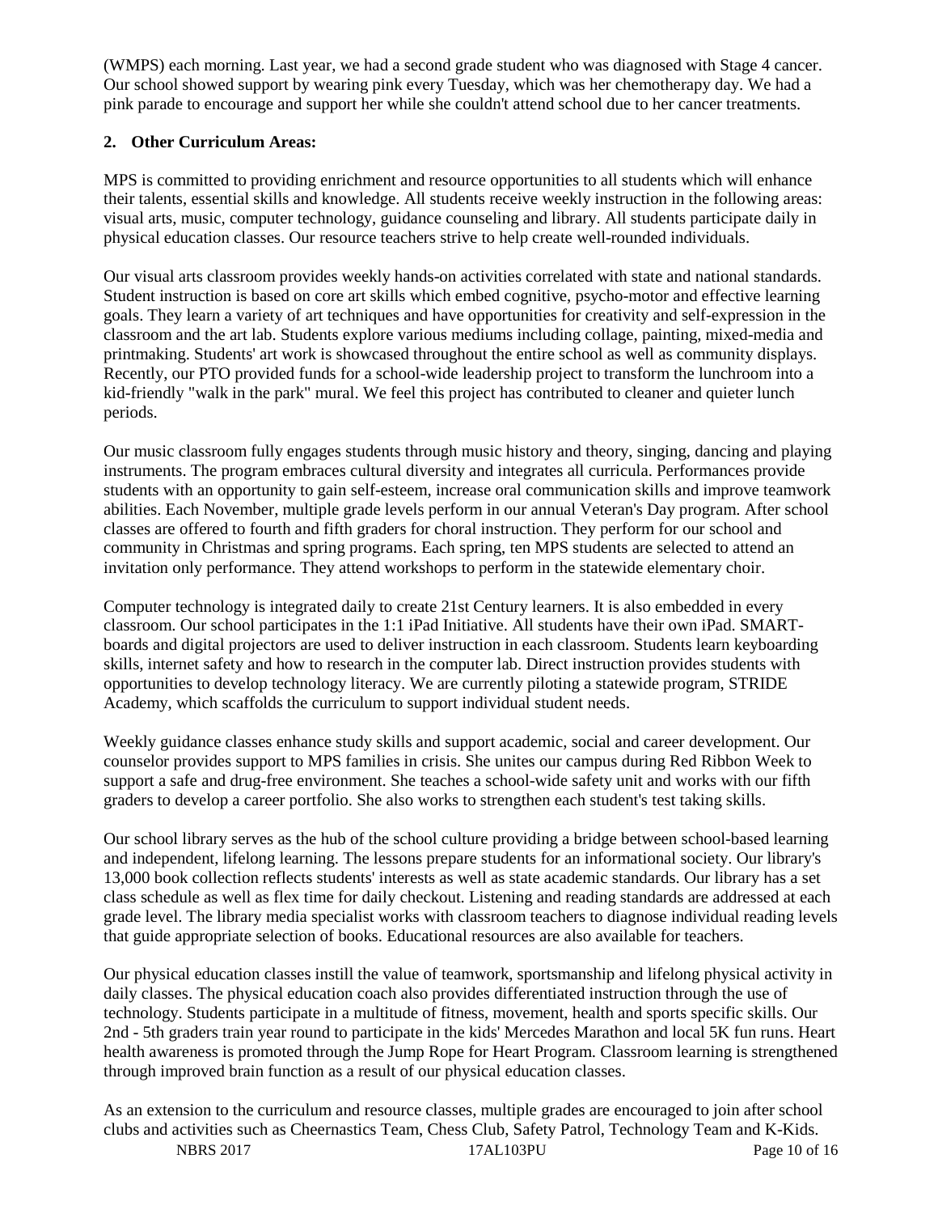(WMPS) each morning. Last year, we had a second grade student who was diagnosed with Stage 4 cancer. Our school showed support by wearing pink every Tuesday, which was her chemotherapy day. We had a pink parade to encourage and support her while she couldn't attend school due to her cancer treatments.

**2. Other Curriculum Areas:**

MPS is committed to providing enrichment and resource opportunities to all students which will enhance their talents, essential skills and knowledge. All students receive weekly instruction in the following areas: visual arts, music, computer technology, guidance counseling and library. All students participate daily in physical education classes. Our resource teachers strive to help create well-rounded individuals.

Our visual arts classroom provides weekly hands-on activities correlated with state and national standards. Student instruction is based on core art skills which embed cognitive, psycho-motor and effective learning goals. They learn a variety of art techniques and have opportunities for creativity and self-expression in the classroom and the art lab. Students explore various mediums including collage, painting, mixed-media and printmaking. Students' art work is showcased throughout the entire school as well as community displays. Recently, our PTO provided funds for a school-wide leadership project to transform the lunchroom into a kid-friendly "walk in the park" mural. We feel this project has contributed to cleaner and quieter lunch periods.

Our music classroom fully engages students through music history and theory, singing, dancing and playing instruments. The program embraces cultural diversity and integrates all curricula. Performances provide students with an opportunity to gain self-esteem, increase oral communication skills and improve teamwork abilities. Each November, multiple grade levels perform in our annual Veteran's Day program. After school classes are offered to fourth and fifth graders for choral instruction. They perform for our school and community in Christmas and spring programs. Each spring, ten MPS students are selected to attend an invitation only performance. They attend workshops to perform in the statewide elementary choir.

Computer technology is integrated daily to create 21st Century learners. It is also embedded in every classroom. Our school participates in the 1:1 iPad Initiative. All students have their own iPad. SMART-boards and digital projectors are used to deliver instruction in each classroom. Students learn keyboarding skills, internet safety and how to research in the computer lab. Direct instruction provides students with opportunities to develop technology literacy. We are currently piloting a statewide program, STRIDE Academy, which scaffolds the curriculum to support individual student needs.

Weekly guidance classes enhance study skills and support academic, social and career development. Our counselor provides support to MPS families in crisis. She unites our campus during Red Ribbon Week to support a safe and drug-free environment. She teaches a school-wide safety unit and works with our fifth graders to develop a career portfolio. She also works to strengthen each student's test taking skills.

Our school library serves as the hub of the school culture providing a bridge between school-based learning and independent, lifelong learning. The lessons prepare students for an informational society. Our library's 13,000 book collection reflects students' interests as well as state academic standards. Our library has a set class schedule as well as flex time for daily checkout. Listening and reading standards are addressed at each grade level. The library media specialist works with classroom teachers to diagnose individual reading levels that guide appropriate selection of books. Educational resources are also available for teachers.

Our physical education classes instill the value of teamwork, sportsmanship and lifelong physical activity in daily classes. The physical education coach also provides differentiated instruction through the use of technology. Students participate in a multitude of fitness, movement, health and sports specific skills. Our 2nd - 5th graders train year round to participate in the kids' Mercedes Marathon and local 5K fun runs. Heart health awareness is promoted through the Jump Rope for Heart Program. Classroom learning is strengthened through improved brain function as a result of our physical education classes.

As an extension to the curriculum and resource classes, multiple grades are encouraged to join after school clubs and activities such as Cheernastics Team, Chess Club, Safety Patrol, Technology Team and K-Kids.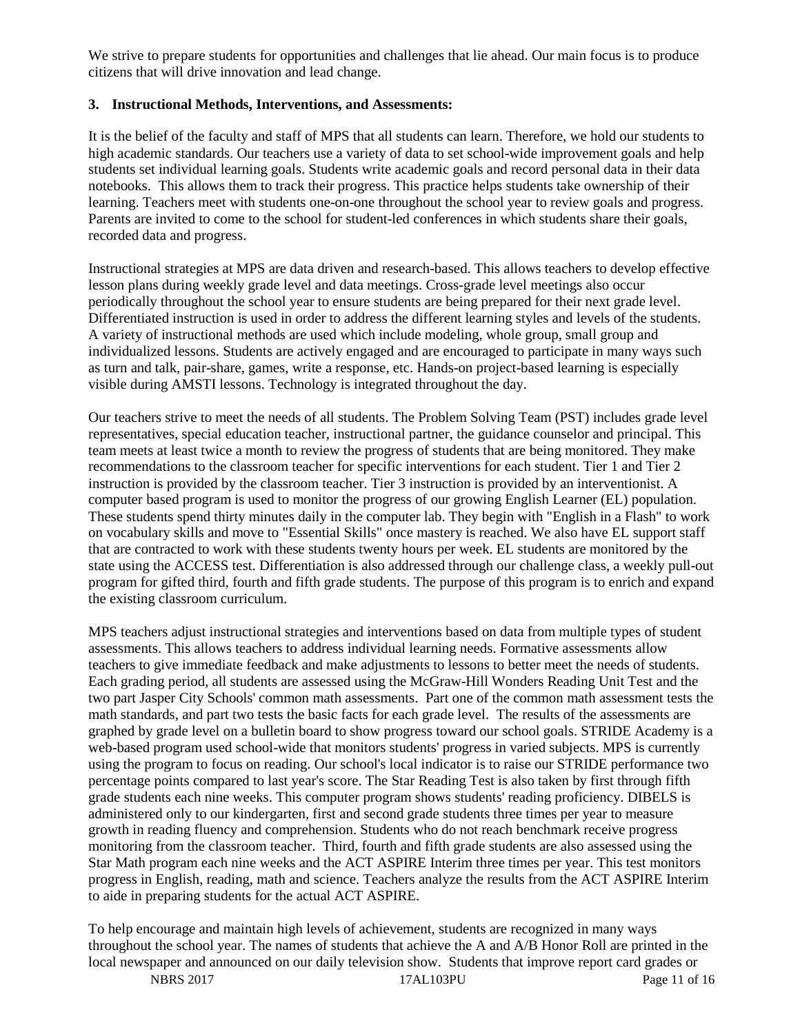We strive to prepare students for opportunities and challenges that lie ahead. Our main focus is to produce citizens that will drive innovation and lead change.

**3. Instructional Methods, Interventions, and Assessments:**

It is the belief of the faculty and staff of MPS that all students can learn. Therefore, we hold our students to high academic standards. Our teachers use a variety of data to set school-wide improvement goals and help students set individual learning goals. Students write academic goals and record personal data in their data notebooks. This allows them to track their progress. This practice helps students take ownership of their learning. Teachers meet with students one-on-one throughout the school year to review goals and progress. Parents are invited to come to the school for student-led conferences in which students share their goals, recorded data and progress.

Instructional strategies at MPS are data driven and research-based. This allows teachers to develop effective lesson plans during weekly grade level and data meetings. Cross-grade level meetings also occur periodically throughout the school year to ensure students are being prepared for their next grade level. Differentiated instruction is used in order to address the different learning styles and levels of the students. A variety of instructional methods are used which include modeling, whole group, small group and individualized lessons. Students are actively engaged and are encouraged to participate in many ways such as turn and talk, pair-share, games, write a response, etc. Hands-on project-based learning is especially visible during AMSTI lessons. Technology is integrated throughout the day.

Our teachers strive to meet the needs of all students. The Problem Solving Team (PST) includes grade level representatives, special education teacher, instructional partner, the guidance counselor and principal. This team meets at least twice a month to review the progress of students that are being monitored. They make recommendations to the classroom teacher for specific interventions for each student. Tier 1 and Tier 2 instruction is provided by the classroom teacher. Tier 3 instruction is provided by an interventionist. A computer based program is used to monitor the progress of our growing English Learner (EL) population. These students spend thirty minutes daily in the computer lab. They begin with "English in a Flash" to work on vocabulary skills and move to "Essential Skills" once mastery is reached. We also have EL support staff that are contracted to work with these students twenty hours per week. EL students are monitored by the state using the ACCESS test. Differentiation is also addressed through our challenge class, a weekly pull-out program for gifted third, fourth and fifth grade students. The purpose of this program is to enrich and expand the existing classroom curriculum.

MPS teachers adjust instructional strategies and interventions based on data from multiple types of student assessments. This allows teachers to address individual learning needs. Formative assessments allow teachers to give immediate feedback and make adjustments to lessons to better meet the needs of students. Each grading period, all students are assessed using the McGraw-Hill Wonders Reading Unit Test and the two part Jasper City Schools' common math assessments. Part one of the common math assessment tests the math standards, and part two tests the basic facts for each grade level. The results of the assessments are graphed by grade level on a bulletin board to show progress toward our school goals. STRIDE Academy is a web-based program used school-wide that monitors students' progress in varied subjects. MPS is currently using the program to focus on reading. Our school's local indicator is to raise our STRIDE performance two percentage points compared to last year's score. The Star Reading Test is also taken by first through fifth grade students each nine weeks. This computer program shows students' reading proficiency. DIBELS is administered only to our kindergarten, first and second grade students three times per year to measure growth in reading fluency and comprehension. Students who do not reach benchmark receive progress monitoring from the classroom teacher. Third, fourth and fifth grade students are also assessed using the Star Math program each nine weeks and the ACT ASPIRE Interim three times per year. This test monitors progress in English, reading, math and science. Teachers analyze the results from the ACT ASPIRE Interim to aide in preparing students for the actual ACT ASPIRE.

To help encourage and maintain high levels of achievement, students are recognized in many ways throughout the school year. The names of students that achieve the A and A/B Honor Roll are printed in the local newspaper and announced on our daily television show. Students that improve report card grades or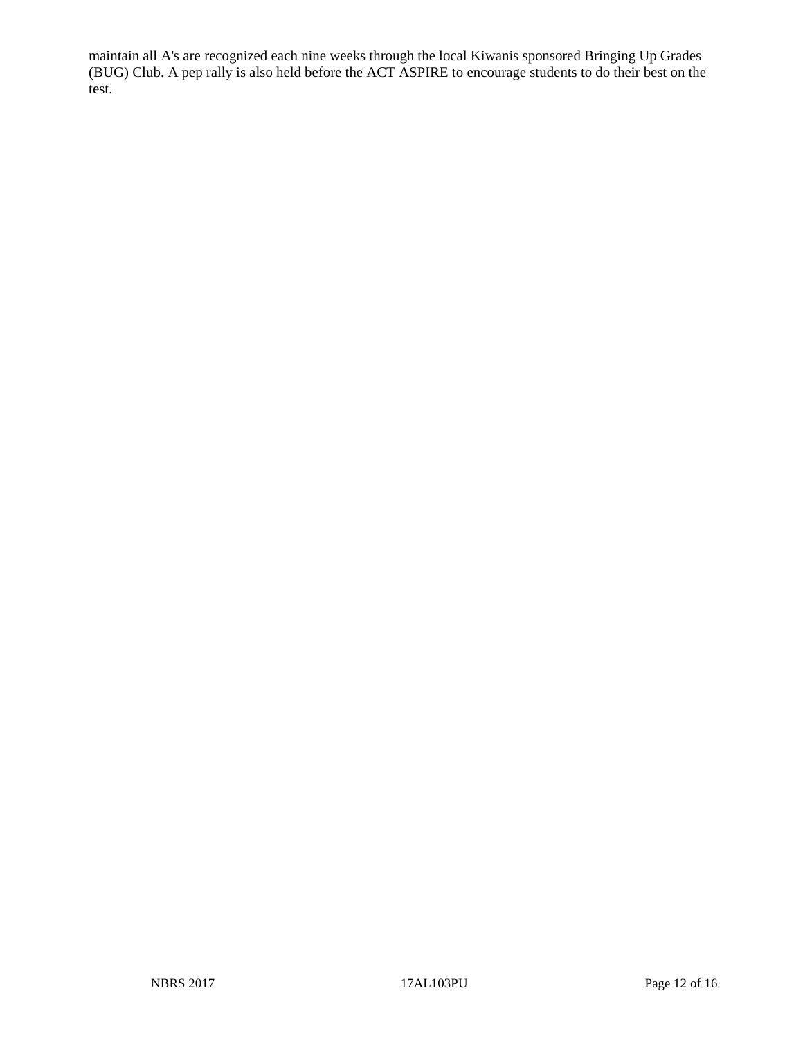maintain all A's are recognized each nine weeks through the local Kiwanis sponsored Bringing Up Grades (BUG) Club. A pep rally is also held before the ACT ASPIRE to encourage students to do their best on the test.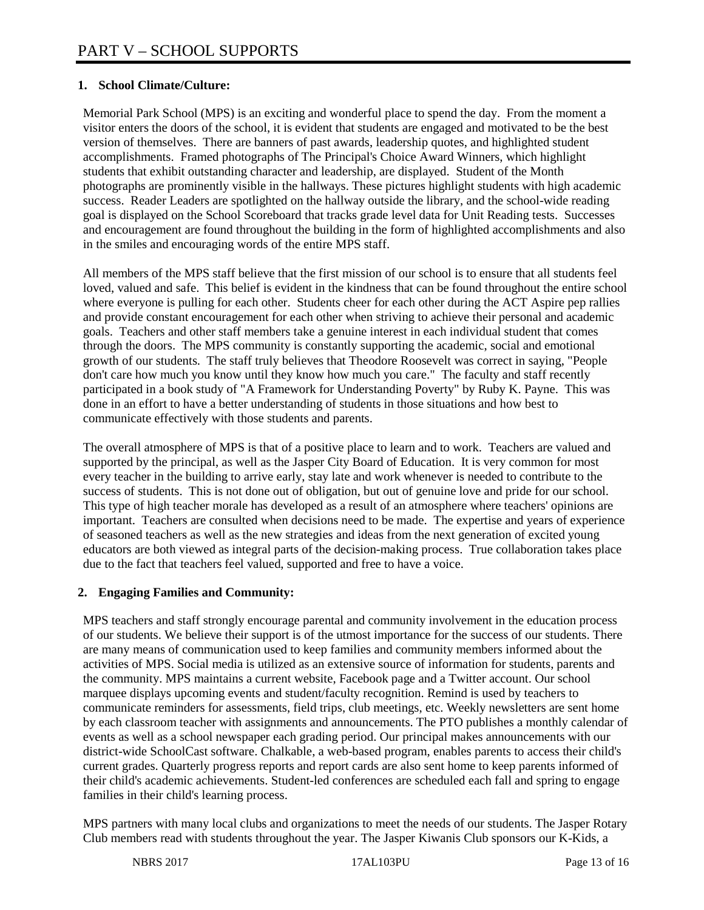# PART V – SCHOOL SUPPORTS

**1. School Climate/Culture:**

Memorial Park School (MPS) is an exciting and wonderful place to spend the day. From the moment a visitor enters the doors of the school, it is evident that students are engaged and motivated to be the best version of themselves. There are banners of past awards, leadership quotes, and highlighted student accomplishments. Framed photographs of The Principal's Choice Award Winners, which highlight students that exhibit outstanding character and leadership, are displayed. Student of the Month photographs are prominently visible in the hallways. These pictures highlight students with high academic success. Reader Leaders are spotlighted on the hallway outside the library, and the school-wide reading goal is displayed on the School Scoreboard that tracks grade level data for Unit Reading tests. Successes and encouragement are found throughout the building in the form of highlighted accomplishments and also in the smiles and encouraging words of the entire MPS staff.

All members of the MPS staff believe that the first mission of our school is to ensure that all students feel loved, valued and safe. This belief is evident in the kindness that can be found throughout the entire school where everyone is pulling for each other. Students cheer for each other during the ACT Aspire pep rallies and provide constant encouragement for each other when striving to achieve their personal and academic goals. Teachers and other staff members take a genuine interest in each individual student that comes through the doors. The MPS community is constantly supporting the academic, social and emotional growth of our students. The staff truly believes that Theodore Roosevelt was correct in saying, "People don't care how much you know until they know how much you care." The faculty and staff recently participated in a book study of "A Framework for Understanding Poverty" by Ruby K. Payne. This was done in an effort to have a better understanding of students in those situations and how best to communicate effectively with those students and parents.

The overall atmosphere of MPS is that of a positive place to learn and to work. Teachers are valued and supported by the principal, as well as the Jasper City Board of Education. It is very common for most every teacher in the building to arrive early, stay late and work whenever is needed to contribute to the success of students. This is not done out of obligation, but out of genuine love and pride for our school. This type of high teacher morale has developed as a result of an atmosphere where teachers' opinions are important. Teachers are consulted when decisions need to be made. The expertise and years of experience of seasoned teachers as well as the new strategies and ideas from the next generation of excited young educators are both viewed as integral parts of the decision-making process. True collaboration takes place due to the fact that teachers feel valued, supported and free to have a voice.

**2. Engaging Families and Community:**

MPS teachers and staff strongly encourage parental and community involvement in the education process of our students. We believe their support is of the utmost importance for the success of our students. There are many means of communication used to keep families and community members informed about the activities of MPS. Social media is utilized as an extensive source of information for students, parents and the community. MPS maintains a current website, Facebook page and a Twitter account. Our school marquee displays upcoming events and student/faculty recognition. Remind is used by teachers to communicate reminders for assessments, field trips, club meetings, etc. Weekly newsletters are sent home by each classroom teacher with assignments and announcements. The PTO publishes a monthly calendar of events as well as a school newspaper each grading period. Our principal makes announcements with our district-wide SchoolCast software. Chalkable, a web-based program, enables parents to access their child's current grades. Quarterly progress reports and report cards are also sent home to keep parents informed of their child's academic achievements. Student-led conferences are scheduled each fall and spring to engage families in their child's learning process.

MPS partners with many local clubs and organizations to meet the needs of our students. The Jasper Rotary Club members read with students throughout the year. The Jasper Kiwanis Club sponsors our K-Kids, a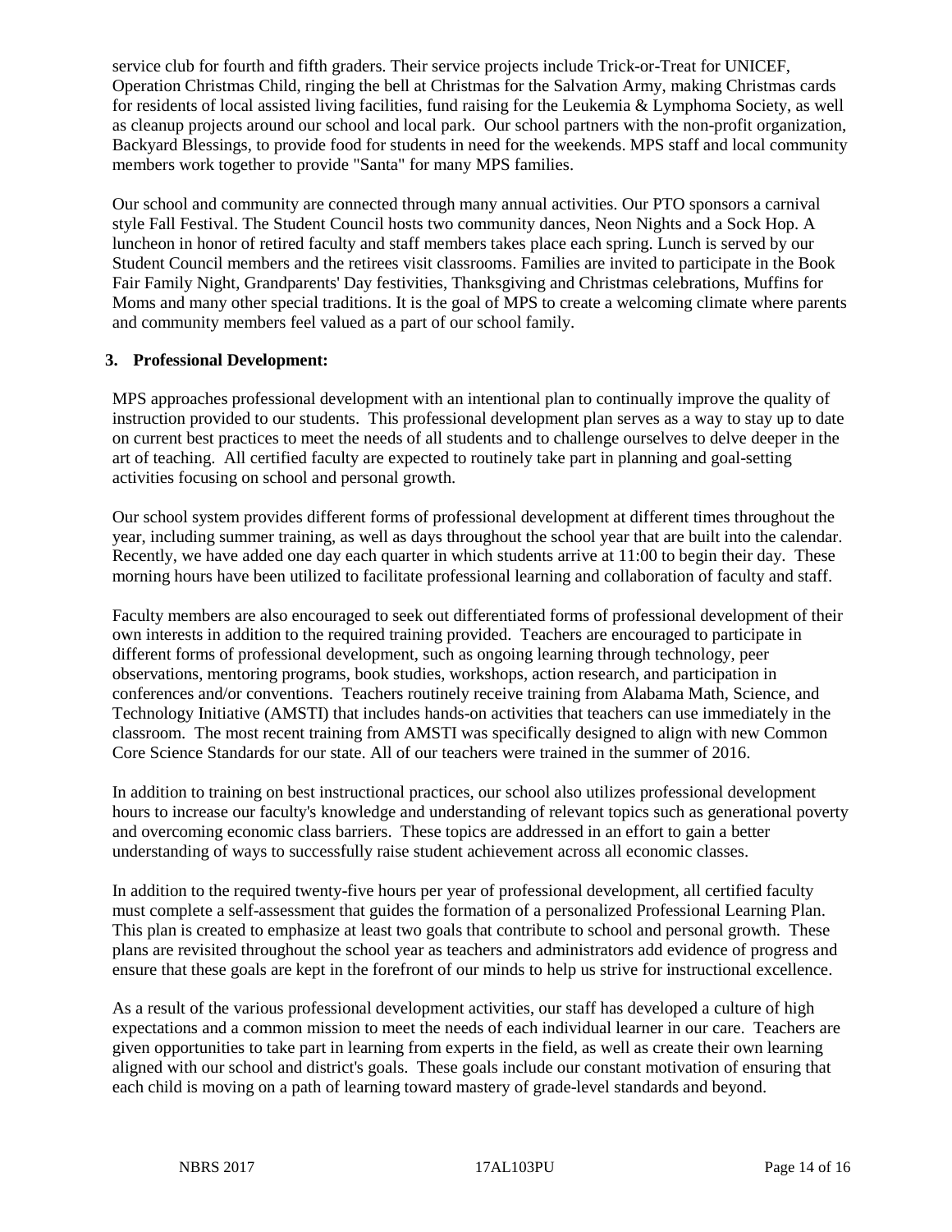service club for fourth and fifth graders. Their service projects include Trick-or-Treat for UNICEF, Operation Christmas Child, ringing the bell at Christmas for the Salvation Army, making Christmas cards for residents of local assisted living facilities, fund raising for the Leukemia & Lymphoma Society, as well as cleanup projects around our school and local park. Our school partners with the non-profit organization, Backyard Blessings, to provide food for students in need for the weekends. MPS staff and local community members work together to provide "Santa" for many MPS families.

Our school and community are connected through many annual activities. Our PTO sponsors a carnival style Fall Festival. The Student Council hosts two community dances, Neon Nights and a Sock Hop. A luncheon in honor of retired faculty and staff members takes place each spring. Lunch is served by our Student Council members and the retirees visit classrooms. Families are invited to participate in the Book Fair Family Night, Grandparents' Day festivities, Thanksgiving and Christmas celebrations, Muffins for Moms and many other special traditions. It is the goal of MPS to create a welcoming climate where parents and community members feel valued as a part of our school family.

**3. Professional Development:**

MPS approaches professional development with an intentional plan to continually improve the quality of instruction provided to our students. This professional development plan serves as a way to stay up to date on current best practices to meet the needs of all students and to challenge ourselves to delve deeper in the art of teaching. All certified faculty are expected to routinely take part in planning and goal-setting activities focusing on school and personal growth.

Our school system provides different forms of professional development at different times throughout the year, including summer training, as well as days throughout the school year that are built into the calendar. Recently, we have added one day each quarter in which students arrive at 11:00 to begin their day. These morning hours have been utilized to facilitate professional learning and collaboration of faculty and staff.

Faculty members are also encouraged to seek out differentiated forms of professional development of their own interests in addition to the required training provided. Teachers are encouraged to participate in different forms of professional development, such as ongoing learning through technology, peer observations, mentoring programs, book studies, workshops, action research, and participation in conferences and/or conventions. Teachers routinely receive training from Alabama Math, Science, and Technology Initiative (AMSTI) that includes hands-on activities that teachers can use immediately in the classroom. The most recent training from AMSTI was specifically designed to align with new Common Core Science Standards for our state. All of our teachers were trained in the summer of 2016.

In addition to training on best instructional practices, our school also utilizes professional development hours to increase our faculty's knowledge and understanding of relevant topics such as generational poverty and overcoming economic class barriers. These topics are addressed in an effort to gain a better understanding of ways to successfully raise student achievement across all economic classes.

In addition to the required twenty-five hours per year of professional development, all certified faculty must complete a self-assessment that guides the formation of a personalized Professional Learning Plan. This plan is created to emphasize at least two goals that contribute to school and personal growth. These plans are revisited throughout the school year as teachers and administrators add evidence of progress and ensure that these goals are kept in the forefront of our minds to help us strive for instructional excellence.

As a result of the various professional development activities, our staff has developed a culture of high expectations and a common mission to meet the needs of each individual learner in our care. Teachers are given opportunities to take part in learning from experts in the field, as well as create their own learning aligned with our school and district's goals. These goals include our constant motivation of ensuring that each child is moving on a path of learning toward mastery of grade-level standards and beyond.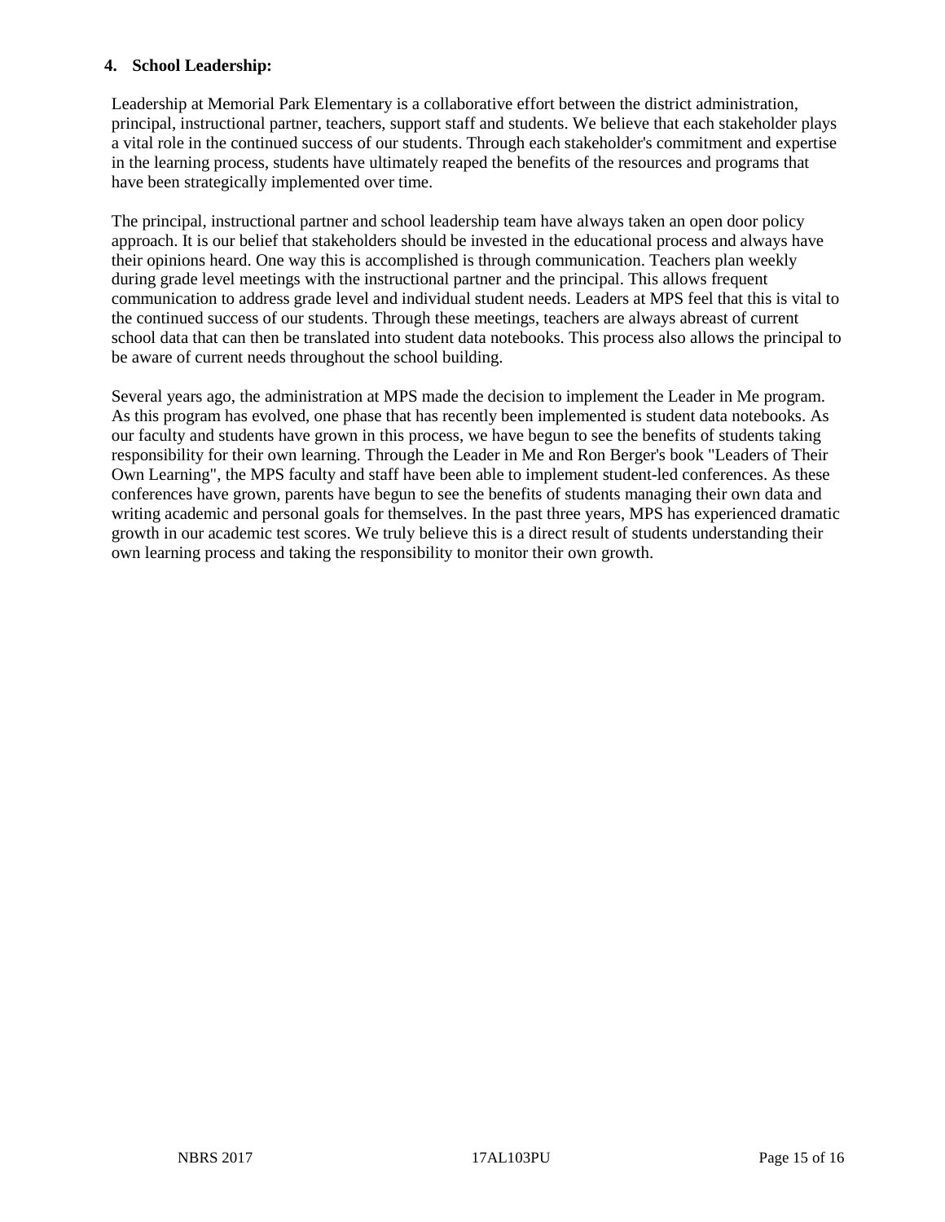**4. School Leadership:**

Leadership at Memorial Park Elementary is a collaborative effort between the district administration, principal, instructional partner, teachers, support staff and students. We believe that each stakeholder plays a vital role in the continued success of our students. Through each stakeholder's commitment and expertise in the learning process, students have ultimately reaped the benefits of the resources and programs that have been strategically implemented over time.

The principal, instructional partner and school leadership team have always taken an open door policy approach. It is our belief that stakeholders should be invested in the educational process and always have their opinions heard. One way this is accomplished is through communication. Teachers plan weekly during grade level meetings with the instructional partner and the principal. This allows frequent communication to address grade level and individual student needs. Leaders at MPS feel that this is vital to the continued success of our students. Through these meetings, teachers are always abreast of current school data that can then be translated into student data notebooks. This process also allows the principal to be aware of current needs throughout the school building.

Several years ago, the administration at MPS made the decision to implement the Leader in Me program. As this program has evolved, one phase that has recently been implemented is student data notebooks. As our faculty and students have grown in this process, we have begun to see the benefits of students taking responsibility for their own learning. Through the Leader in Me and Ron Berger's book "Leaders of Their Own Learning", the MPS faculty and staff have been able to implement student-led conferences. As these conferences have grown, parents have begun to see the benefits of students managing their own data and writing academic and personal goals for themselves. In the past three years, MPS has experienced dramatic growth in our academic test scores. We truly believe this is a direct result of students understanding their own learning process and taking the responsibility to monitor their own growth.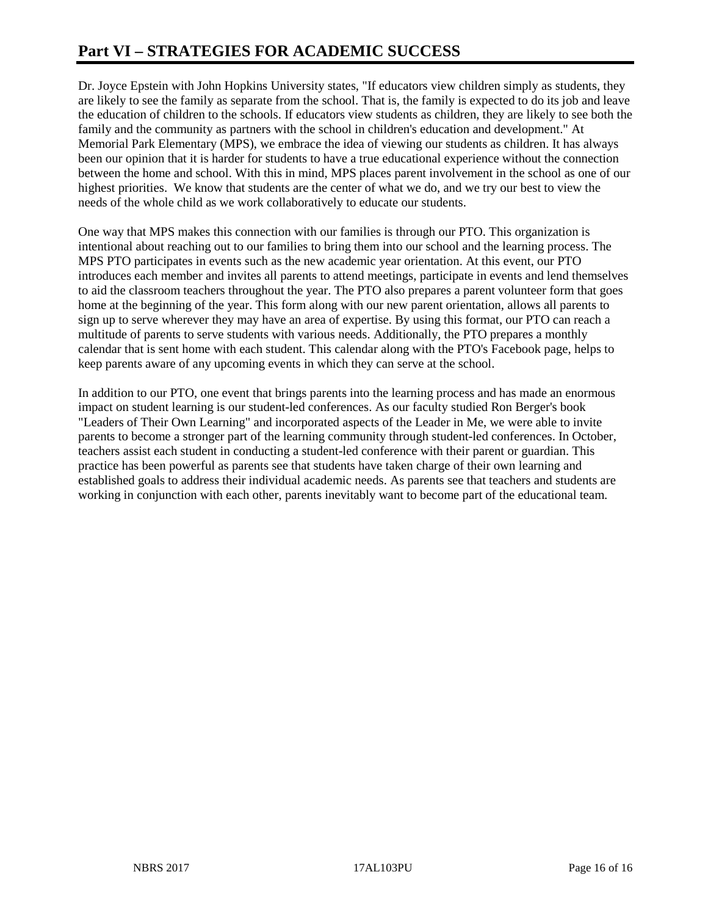# Part VI – STRATEGIES FOR ACADEMIC SUCCESS

Dr. Joyce Epstein with John Hopkins University states, "If educators view children simply as students, they are likely to see the family as separate from the school. That is, the family is expected to do its job and leave the education of children to the schools. If educators view students as children, they are likely to see both the family and the community as partners with the school in children's education and development." At Memorial Park Elementary (MPS), we embrace the idea of viewing our students as children. It has always been our opinion that it is harder for students to have a true educational experience without the connection between the home and school. With this in mind, MPS places parent involvement in the school as one of our highest priorities. We know that students are the center of what we do, and we try our best to view the needs of the whole child as we work collaboratively to educate our students.

One way that MPS makes this connection with our families is through our PTO. This organization is intentional about reaching out to our families to bring them into our school and the learning process. The MPS PTO participates in events such as the new academic year orientation. At this event, our PTO introduces each member and invites all parents to attend meetings, participate in events and lend themselves to aid the classroom teachers throughout the year. The PTO also prepares a parent volunteer form that goes home at the beginning of the year. This form along with our new parent orientation, allows all parents to sign up to serve wherever they may have an area of expertise. By using this format, our PTO can reach a multitude of parents to serve students with various needs. Additionally, the PTO prepares a monthly calendar that is sent home with each student. This calendar along with the PTO's Facebook page, helps to keep parents aware of any upcoming events in which they can serve at the school.

In addition to our PTO, one event that brings parents into the learning process and has made an enormous impact on student learning is our student-led conferences. As our faculty studied Ron Berger's book "Leaders of Their Own Learning" and incorporated aspects of the Leader in Me, we were able to invite parents to become a stronger part of the learning community through student-led conferences. In October, teachers assist each student in conducting a student-led conference with their parent or guardian. This practice has been powerful as parents see that students have taken charge of their own learning and established goals to address their individual academic needs. As parents see that teachers and students are working in conjunction with each other, parents inevitably want to become part of the educational team.